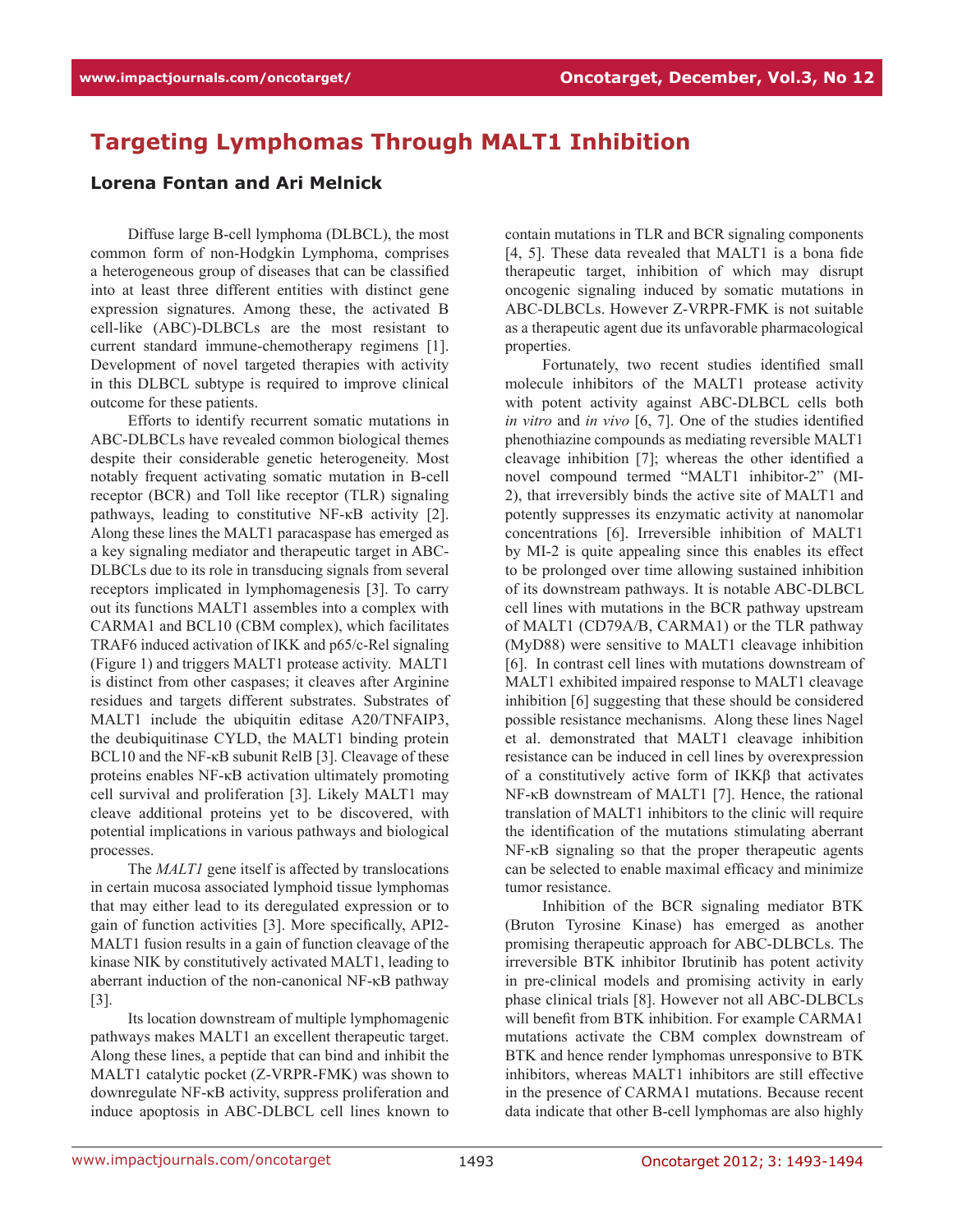# Targeting Lymphomas Through MALT1 Inhibition

**Lorena Fontan and Ari Melnick**

Diffuse large B-cell lymphoma (DLBCL), the most common form of non-Hodgkin Lymphoma, comprises a heterogeneous group of diseases that can be classified into at least three different entities with distinct gene expression signatures. Among these, the activated B cell-like (ABC)-DLBCLs are the most resistant to current standard immune-chemotherapy regimens [1]. Development of novel targeted therapies with activity in this DLBCL subtype is required to improve clinical outcome for these patients.

Efforts to identify recurrent somatic mutations in ABC-DLBCLs have revealed common biological themes despite their considerable genetic heterogeneity. Most notably frequent activating somatic mutation in B-cell receptor (BCR) and Toll like receptor (TLR) signaling pathways, leading to constitutive NF-κB activity [2]. Along these lines the MALT1 paracaspase has emerged as a key signaling mediator and therapeutic target in ABC-DLBCLs due to its role in transducing signals from several receptors implicated in lymphomagenesis [3]. To carry out its functions MALT1 assembles into a complex with CARMA1 and BCL10 (CBM complex), which facilitates TRAF6 induced activation of IKK and p65/c-Rel signaling (Figure 1) and triggers MALT1 protease activity. MALT1 is distinct from other caspases; it cleaves after Arginine residues and targets different substrates. Substrates of MALT1 include the ubiquitin editase A20/TNFAIP3, the deubiquitinase CYLD, the MALT1 binding protein BCL10 and the NF-κB subunit RelB [3]. Cleavage of these proteins enables NF-κB activation ultimately promoting cell survival and proliferation [3]. Likely MALT1 may cleave additional proteins yet to be discovered, with potential implications in various pathways and biological processes.

The *MALT1* gene itself is affected by translocations in certain mucosa associated lymphoid tissue lymphomas that may either lead to its deregulated expression or to gain of function activities [3]. More specifically, API2-MALT1 fusion results in a gain of function cleavage of the kinase NIK by constitutively activated MALT1, leading to aberrant induction of the non-canonical NF-κB pathway [3].

Its location downstream of multiple lymphomagenic pathways makes MALT1 an excellent therapeutic target. Along these lines, a peptide that can bind and inhibit the MALT1 catalytic pocket (Z-VRPR-FMK) was shown to downregulate NF-κB activity, suppress proliferation and induce apoptosis in ABC-DLBCL cell lines known to contain mutations in TLR and BCR signaling components [4, 5]. These data revealed that MALT1 is a bona fide therapeutic target, inhibition of which may disrupt oncogenic signaling induced by somatic mutations in ABC-DLBCLs. However Z-VRPR-FMK is not suitable as a therapeutic agent due its unfavorable pharmacological properties.

Fortunately, two recent studies identified small molecule inhibitors of the MALT1 protease activity with potent activity against ABC-DLBCL cells both *in vitro* and *in vivo* [6, 7]. One of the studies identified phenothiazine compounds as mediating reversible MALT1 cleavage inhibition [7]; whereas the other identified a novel compound termed "MALT1 inhibitor-2" (MI-2), that irreversibly binds the active site of MALT1 and potently suppresses its enzymatic activity at nanomolar concentrations [6]. Irreversible inhibition of MALT1 by MI-2 is quite appealing since this enables its effect to be prolonged over time allowing sustained inhibition of its downstream pathways. It is notable ABC-DLBCL cell lines with mutations in the BCR pathway upstream of MALT1 (CD79A/B, CARMA1) or the TLR pathway (MyD88) were sensitive to MALT1 cleavage inhibition [6]. In contrast cell lines with mutations downstream of MALT1 exhibited impaired response to MALT1 cleavage inhibition [6] suggesting that these should be considered possible resistance mechanisms. Along these lines Nagel et al. demonstrated that MALT1 cleavage inhibition resistance can be induced in cell lines by overexpression of a constitutively active form of IKKβ that activates NF-κB downstream of MALT1 [7]. Hence, the rational translation of MALT1 inhibitors to the clinic will require the identification of the mutations stimulating aberrant NF-κB signaling so that the proper therapeutic agents can be selected to enable maximal efficacy and minimize tumor resistance.

Inhibition of the BCR signaling mediator BTK (Bruton Tyrosine Kinase) has emerged as another promising therapeutic approach for ABC-DLBCLs. The irreversible BTK inhibitor Ibrutinib has potent activity in pre-clinical models and promising activity in early phase clinical trials [8]. However not all ABC-DLBCLs will benefit from BTK inhibition. For example CARMA1 mutations activate the CBM complex downstream of BTK and hence render lymphomas unresponsive to BTK inhibitors, whereas MALT1 inhibitors are still effective in the presence of CARMA1 mutations. Because recent data indicate that other B-cell lymphomas are also highly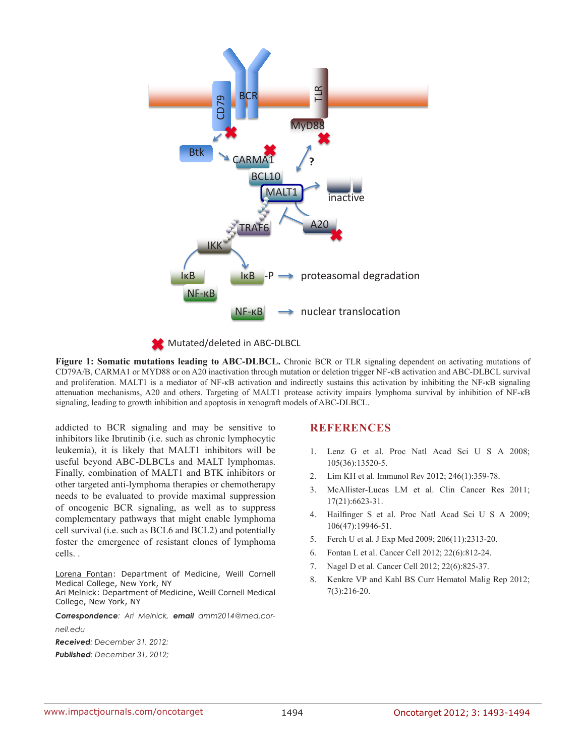Mutated/deleted in ABC-DLBCL

**Figure 1: Somatic mutations leading to ABC-DLBCL.** Chronic BCR or TLR signaling dependent on activating mutations of CD79A/B, CARMA1 or MYD88 or on A20 inactivation through mutation or deletion trigger NF-κB activation and ABC-DLBCL survival and proliferation. MALT1 is a mediator of NF-κB activation and indirectly sustains this activation by inhibiting the NF-κB signaling attenuation mechanisms, A20 and others. Targeting of MALT1 protease activity impairs lymphoma survival by inhibition of NF-κB signaling, leading to growth inhibition and apoptosis in xenograft models of ABC-DLBCL.

addicted to BCR signaling and may be sensitive to inhibitors like Ibrutinib (i.e. such as chronic lymphocytic leukemia), it is likely that MALT1 inhibitors will be useful beyond ABC-DLBCLs and MALT lymphomas. Finally, combination of MALT1 and BTK inhibitors or other targeted anti-lymphoma therapies or chemotherapy needs to be evaluated to provide maximal suppression of oncogenic BCR signaling, as well as to suppress complementary pathways that might enable lymphoma cell survival (i.e. such as BCL6 and BCL2) and potentially foster the emergence of resistant clones of lymphoma cells. .

Lorena Fontan: Department of Medicine, Weill Cornell Medical College, New York, NY
Ari Melnick: Department of Medicine, Weill Cornell Medical College, New York, NY

***Correspondence***: *Ari Melnick,* ***email*** *amm2014@med.cornell.edu*

***Received***: *December 31, 2012;*

***Published***: *December 31, 2012;*

## REFERENCES

1. Lenz G et al. Proc Natl Acad Sci U S A 2008; 105(36):13520-5.
2. Lim KH et al. Immunol Rev 2012; 246(1):359-78.
3. McAllister-Lucas LM et al. Clin Cancer Res 2011; 17(21):6623-31.
4. Hailfinger S et al. Proc Natl Acad Sci U S A 2009; 106(47):19946-51.
5. Ferch U et al. J Exp Med 2009; 206(11):2313-20.
6. Fontan L et al. Cancer Cell 2012; 22(6):812-24.
7. Nagel D et al. Cancer Cell 2012; 22(6):825-37.
8. Kenkre VP and Kahl BS Curr Hematol Malig Rep 2012; 7(3):216-20.